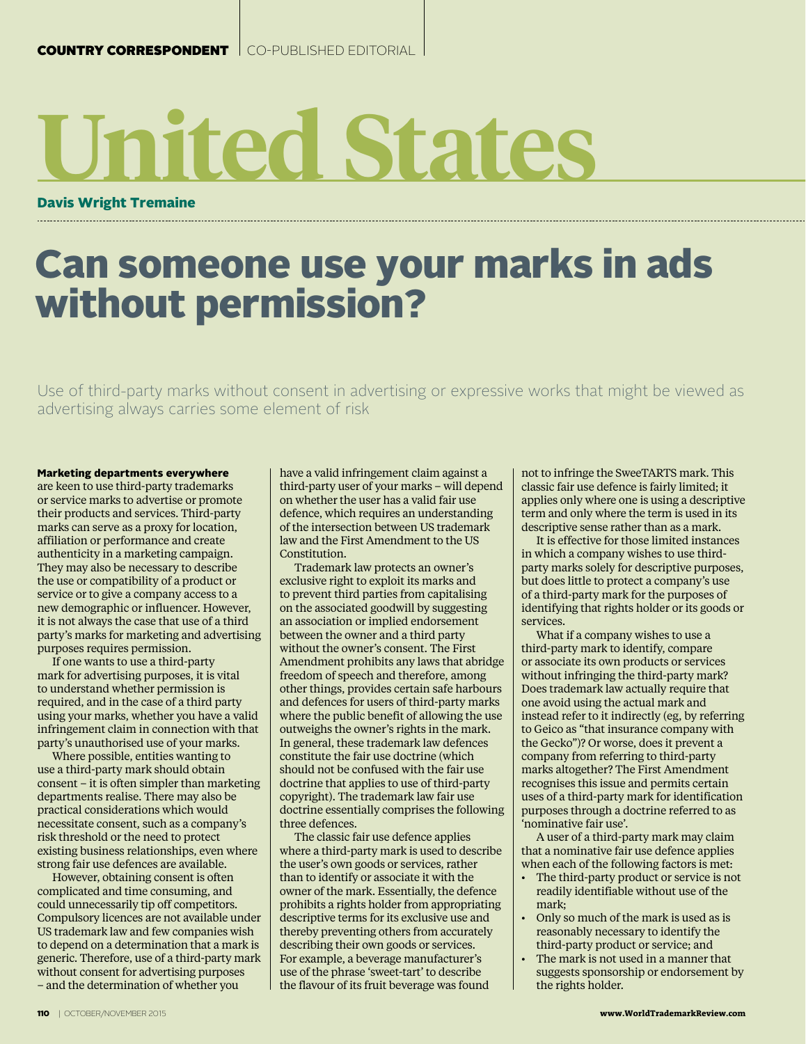COUNTRY CORRESPONDENT | CO-PUBLISHED EDITORIAL

# United States

**Davis Wright Tremaine**

## Can someone use your marks in ads without permission?

Use of third-party marks without consent in advertising or expressive works that might be viewed as advertising always carries some element of risk

**Marketing departments everywhere** are keen to use third-party trademarks or service marks to advertise or promote their products and services. Third-party marks can serve as a proxy for location, affiliation or performance and create authenticity in a marketing campaign. They may also be necessary to describe the use or compatibility of a product or service or to give a company access to a new demographic or influencer. However, it is not always the case that use of a third party's marks for marketing and advertising purposes requires permission.

If one wants to use a third-party mark for advertising purposes, it is vital to understand whether permission is required, and in the case of a third party using your marks, whether you have a valid infringement claim in connection with that party's unauthorised use of your marks.

Where possible, entities wanting to use a third-party mark should obtain consent – it is often simpler than marketing departments realise. There may also be practical considerations which would necessitate consent, such as a company's risk threshold or the need to protect existing business relationships, even where strong fair use defences are available.

However, obtaining consent is often complicated and time consuming, and could unnecessarily tip off competitors. Compulsory licences are not available under US trademark law and few companies wish to depend on a determination that a mark is generic. Therefore, use of a third-party mark without consent for advertising purposes – and the determination of whether you have a valid infringement claim against a third-party user of your marks – will depend on whether the user has a valid fair use defence, which requires an understanding of the intersection between US trademark law and the First Amendment to the US Constitution.

Trademark law protects an owner's exclusive right to exploit its marks and to prevent third parties from capitalising on the associated goodwill by suggesting an association or implied endorsement between the owner and a third party without the owner's consent. The First Amendment prohibits any laws that abridge freedom of speech and therefore, among other things, provides certain safe harbours and defences for users of third-party marks where the public benefit of allowing the use outweighs the owner's rights in the mark. In general, these trademark law defences constitute the fair use doctrine (which should not be confused with the fair use doctrine that applies to use of third-party copyright). The trademark law fair use doctrine essentially comprises the following three defences.

The classic fair use defence applies where a third-party mark is used to describe the user's own goods or services, rather than to identify or associate it with the owner of the mark. Essentially, the defence prohibits a rights holder from appropriating descriptive terms for its exclusive use and thereby preventing others from accurately describing their own goods or services. For example, a beverage manufacturer's use of the phrase 'sweet-tart' to describe the flavour of its fruit beverage was found not to infringe the SweeTARTS mark. This classic fair use defence is fairly limited; it applies only where one is using a descriptive term and only where the term is used in its descriptive sense rather than as a mark.

It is effective for those limited instances in which a company wishes to use third-party marks solely for descriptive purposes, but does little to protect a company's use of a third-party mark for the purposes of identifying that rights holder or its goods or services.

What if a company wishes to use a third-party mark to identify, compare or associate its own products or services without infringing the third-party mark? Does trademark law actually require that one avoid using the actual mark and instead refer to it indirectly (eg, by referring to Geico as "that insurance company with the Gecko")? Or worse, does it prevent a company from referring to third-party marks altogether? The First Amendment recognises this issue and permits certain uses of a third-party mark for identification purposes through a doctrine referred to as 'nominative fair use'.

A user of a third-party mark may claim that a nominative fair use defence applies when each of the following factors is met:

- The third-party product or service is not readily identifiable without use of the mark;
- Only so much of the mark is used as is reasonably necessary to identify the third-party product or service; and
- The mark is not used in a manner that suggests sponsorship or endorsement by the rights holder.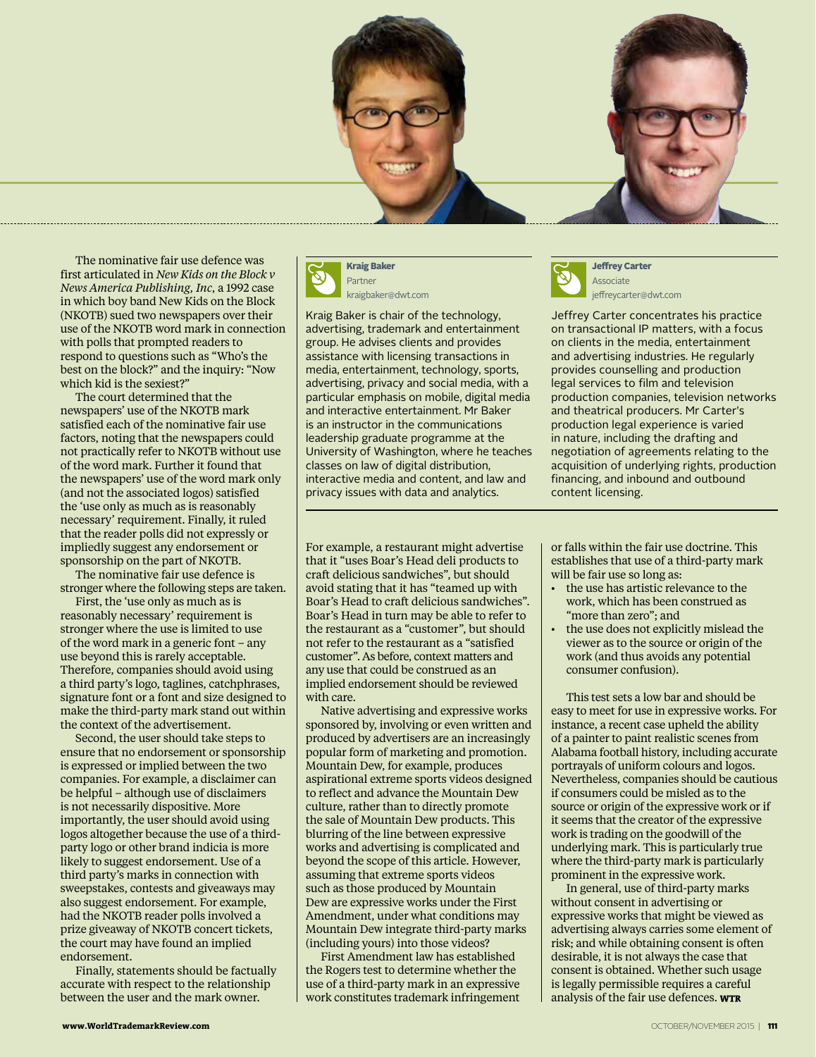The nominative fair use defence was first articulated in *New Kids on the Block v News America Publishing, Inc*, a 1992 case in which boy band New Kids on the Block (NKOTB) sued two newspapers over their use of the NKOTB word mark in connection with polls that prompted readers to respond to questions such as "Who's the best on the block?" and the inquiry: "Now which kid is the sexiest?"

The court determined that the newspapers' use of the NKOTB mark satisfied each of the nominative fair use factors, noting that the newspapers could not practically refer to NKOTB without use of the word mark. Further it found that the newspapers' use of the word mark only (and not the associated logos) satisfied the 'use only as much as is reasonably necessary' requirement. Finally, it ruled that the reader polls did not expressly or impliedly suggest any endorsement or sponsorship on the part of NKOTB.

The nominative fair use defence is stronger where the following steps are taken.

First, the 'use only as much as is reasonably necessary' requirement is stronger where the use is limited to use of the word mark in a generic font – any use beyond this is rarely acceptable. Therefore, companies should avoid using a third party's logo, taglines, catchphrases, signature font or a font and size designed to make the third-party mark stand out within the context of the advertisement.

Second, the user should take steps to ensure that no endorsement or sponsorship is expressed or implied between the two companies. For example, a disclaimer can be helpful – although use of disclaimers is not necessarily dispositive. More importantly, the user should avoid using logos altogether because the use of a third-party logo or other brand indicia is more likely to suggest endorsement. Use of a third party's marks in connection with sweepstakes, contests and giveaways may also suggest endorsement. For example, had the NKOTB reader polls involved a prize giveaway of NKOTB concert tickets, the court may have found an implied endorsement.

Finally, statements should be factually accurate with respect to the relationship between the user and the mark owner.

For example, a restaurant might advertise that it "uses Boar's Head deli products to craft delicious sandwiches", but should avoid stating that it has "teamed up with Boar's Head to craft delicious sandwiches". Boar's Head in turn may be able to refer to the restaurant as a "customer", but should not refer to the restaurant as a "satisfied customer". As before, context matters and any use that could be construed as an implied endorsement should be reviewed with care.

Native advertising and expressive works sponsored by, involving or even written and produced by advertisers are an increasingly popular form of marketing and promotion. Mountain Dew, for example, produces aspirational extreme sports videos designed to reflect and advance the Mountain Dew culture, rather than to directly promote the sale of Mountain Dew products. This blurring of the line between expressive works and advertising is complicated and beyond the scope of this article. However, assuming that extreme sports videos such as those produced by Mountain Dew are expressive works under the First Amendment, under what conditions may Mountain Dew integrate third-party marks (including yours) into those videos?

First Amendment law has established the Rogers test to determine whether the use of a third-party mark in an expressive work constitutes trademark infringement or falls within the fair use doctrine. This establishes that use of a third-party mark will be fair use so long as:

- the use has artistic relevance to the work, which has been construed as "more than zero"; and
- the use does not explicitly mislead the viewer as to the source or origin of the work (and thus avoids any potential consumer confusion).

This test sets a low bar and should be easy to meet for use in expressive works. For instance, a recent case upheld the ability of a painter to paint realistic scenes from Alabama football history, including accurate portrayals of uniform colours and logos. Nevertheless, companies should be cautious if consumers could be misled as to the source or origin of the expressive work or if it seems that the creator of the expressive work is trading on the goodwill of the underlying mark. This is particularly true where the third-party mark is particularly prominent in the expressive work.

In general, use of third-party marks without consent in advertising or expressive works that might be viewed as advertising always carries some element of risk; and while obtaining consent is often desirable, it is not always the case that consent is obtained. Whether such usage is legally permissible requires a careful analysis of the fair use defences. **WTR**

**Kraig Baker**
Partner
kraigbaker@dwt.com

Kraig Baker is chair of the technology, advertising, trademark and entertainment group. He advises clients and provides assistance with licensing transactions in media, entertainment, technology, sports, advertising, privacy and social media, with a particular emphasis on mobile, digital media and interactive entertainment. Mr Baker is an instructor in the communications leadership graduate programme at the University of Washington, where he teaches classes on law of digital distribution, interactive media and content, and law and privacy issues with data and analytics.

**Jeffrey Carter**
Associate
jeffreycarter@dwt.com

Jeffrey Carter concentrates his practice on transactional IP matters, with a focus on clients in the media, entertainment and advertising industries. He regularly provides counselling and production legal services to film and television production companies, television networks and theatrical producers. Mr Carter's production legal experience is varied in nature, including the drafting and negotiation of agreements relating to the acquisition of underlying rights, production financing, and inbound and outbound content licensing.